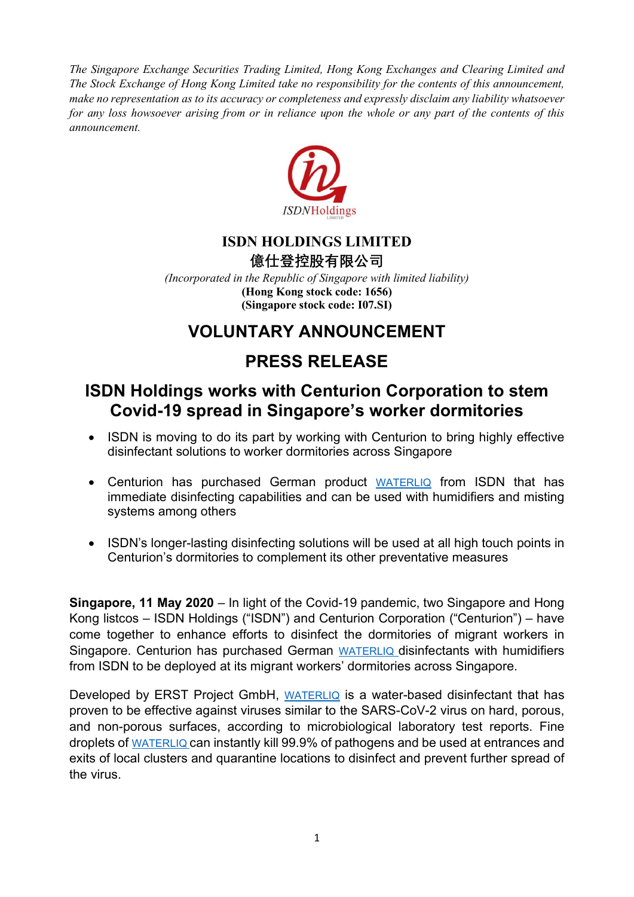*The Singapore Exchange Securities Trading Limited, Hong Kong Exchanges and Clearing Limited and The Stock Exchange of Hong Kong Limited take no responsibility for the contents of this announcement, make no representation as to its accuracy or completeness and expressly disclaim any liability whatsoever for any loss howsoever arising from or in reliance upon the whole or any part of the contents of this announcement.*

**ISDN HOLDINGS LIMITED**

**億仕登控股有限公司**

*(Incorporated in the Republic of Singapore with limited liability)*

**(Hong Kong stock code: 1656)**

**(Singapore stock code: I07.SI)**

# VOLUNTARY ANNOUNCEMENT

# PRESS RELEASE

## ISDN Holdings works with Centurion Corporation to stem Covid-19 spread in Singapore's worker dormitories

- ISDN is moving to do its part by working with Centurion to bring highly effective disinfectant solutions to worker dormitories across Singapore
- Centurion has purchased German product WATERLIQ from ISDN that has immediate disinfecting capabilities and can be used with humidifiers and misting systems among others
- ISDN's longer-lasting disinfecting solutions will be used at all high touch points in Centurion's dormitories to complement its other preventative measures

**Singapore, 11 May 2020** – In light of the Covid-19 pandemic, two Singapore and Hong Kong listcos – ISDN Holdings ("ISDN") and Centurion Corporation ("Centurion") – have come together to enhance efforts to disinfect the dormitories of migrant workers in Singapore. Centurion has purchased German WATERLIQ disinfectants with humidifiers from ISDN to be deployed at its migrant workers' dormitories across Singapore.

Developed by ERST Project GmbH, WATERLIQ is a water-based disinfectant that has proven to be effective against viruses similar to the SARS-CoV-2 virus on hard, porous, and non-porous surfaces, according to microbiological laboratory test reports. Fine droplets of WATERLIQ can instantly kill 99.9% of pathogens and be used at entrances and exits of local clusters and quarantine locations to disinfect and prevent further spread of the virus.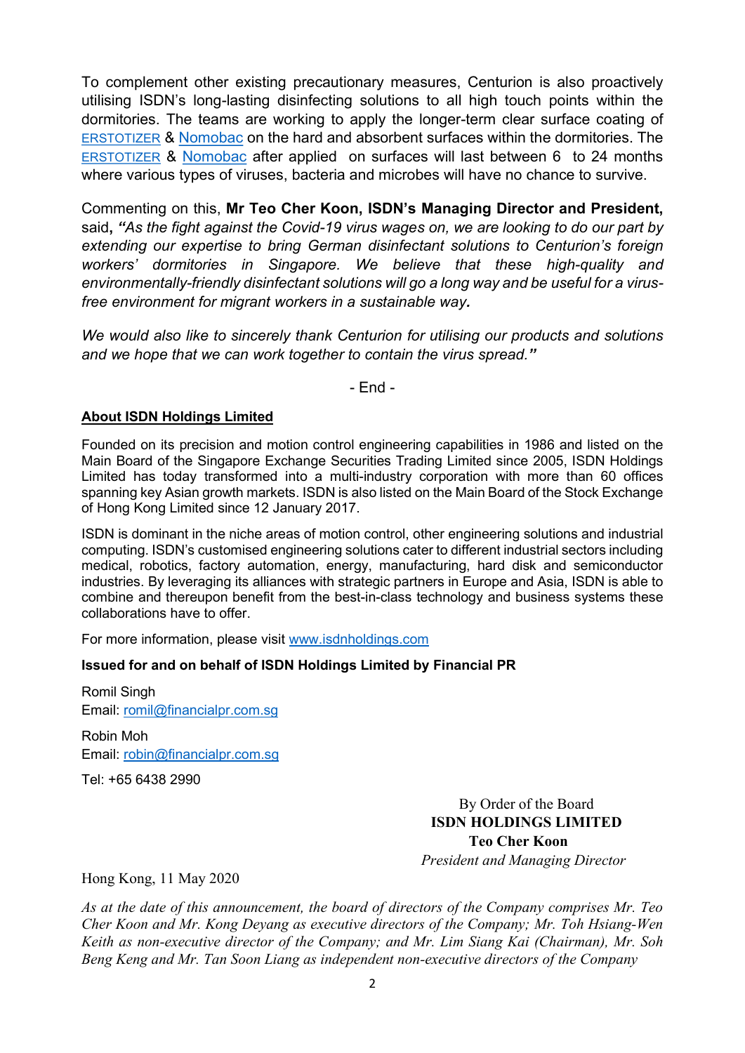To complement other existing precautionary measures, Centurion is also proactively utilising ISDN's long-lasting disinfecting solutions to all high touch points within the dormitories. The teams are working to apply the longer-term clear surface coating of ERSTOTIZER & Nomobac on the hard and absorbent surfaces within the dormitories. The ERSTOTIZER & Nomobac after applied on surfaces will last between 6 to 24 months where various types of viruses, bacteria and microbes will have no chance to survive.

Commenting on this, **Mr Teo Cher Koon, ISDN's Managing Director and President,** said**,** ***"****As the fight against the Covid-19 virus wages on, we are looking to do our part by extending our expertise to bring German disinfectant solutions to Centurion's foreign workers' dormitories in Singapore. We believe that these high-quality and environmentally-friendly disinfectant solutions will go a long way and be useful for a virus-free environment for migrant workers in a sustainable way****.***

*We would also like to sincerely thank Centurion for utilising our products and solutions and we hope that we can work together to contain the virus spread.****"***

- End -

**About ISDN Holdings Limited**

Founded on its precision and motion control engineering capabilities in 1986 and listed on the Main Board of the Singapore Exchange Securities Trading Limited since 2005, ISDN Holdings Limited has today transformed into a multi-industry corporation with more than 60 offices spanning key Asian growth markets. ISDN is also listed on the Main Board of the Stock Exchange of Hong Kong Limited since 12 January 2017.

ISDN is dominant in the niche areas of motion control, other engineering solutions and industrial computing. ISDN's customised engineering solutions cater to different industrial sectors including medical, robotics, factory automation, energy, manufacturing, hard disk and semiconductor industries. By leveraging its alliances with strategic partners in Europe and Asia, ISDN is able to combine and thereupon benefit from the best-in-class technology and business systems these collaborations have to offer.

For more information, please visit www.isdnholdings.com

**Issued for and on behalf of ISDN Holdings Limited by Financial PR**

Romil Singh
Email: romil@financialpr.com.sg

Robin Moh
Email: robin@financialpr.com.sg

Tel: +65 6438 2990

By Order of the Board
**ISDN HOLDINGS LIMITED**
**Teo Cher Koon**
*President and Managing Director*

Hong Kong, 11 May 2020

*As at the date of this announcement, the board of directors of the Company comprises Mr. Teo Cher Koon and Mr. Kong Deyang as executive directors of the Company; Mr. Toh Hsiang-Wen Keith as non-executive director of the Company; and Mr. Lim Siang Kai (Chairman), Mr. Soh Beng Keng and Mr. Tan Soon Liang as independent non-executive directors of the Company*